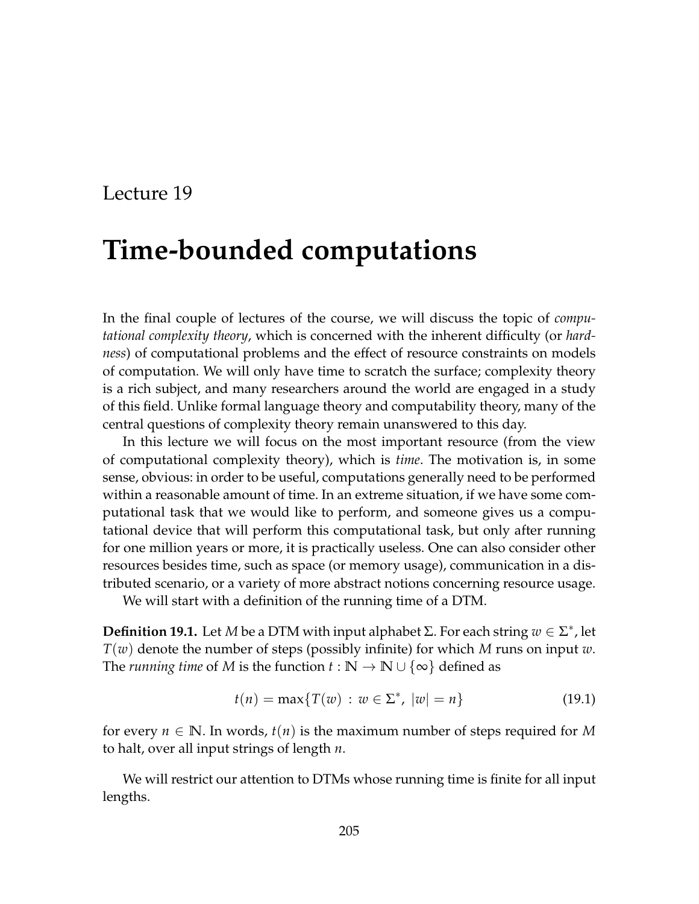Lecture 19

# Time-bounded computations

In the final couple of lectures of the course, we will discuss the topic of *computational complexity theory*, which is concerned with the inherent difficulty (or *hardness*) of computational problems and the effect of resource constraints on models of computation. We will only have time to scratch the surface; complexity theory is a rich subject, and many researchers around the world are engaged in a study of this field. Unlike formal language theory and computability theory, many of the central questions of complexity theory remain unanswered to this day.

In this lecture we will focus on the most important resource (from the view of computational complexity theory), which is *time*. The motivation is, in some sense, obvious: in order to be useful, computations generally need to be performed within a reasonable amount of time. In an extreme situation, if we have some computational task that we would like to perform, and someone gives us a computational device that will perform this computational task, but only after running for one million years or more, it is practically useless. One can also consider other resources besides time, such as space (or memory usage), communication in a distributed scenario, or a variety of more abstract notions concerning resource usage.

We will start with a definition of the running time of a DTM.

**Definition 19.1.** Let $M$ be a DTM with input alphabet $\Sigma$. For each string $w \in \Sigma^*$, let $T(w)$ denote the number of steps (possibly infinite) for which $M$ runs on input $w$. The *running time* of $M$ is the function $t : \mathbb{N} \rightarrow \mathbb{N} \cup \{\infty\}$ defined as

$$t(n) = \max\{T(w) : w \in \Sigma^*, \ |w| = n\} \tag{19.1}$$

for every $n \in \mathbb{N}$. In words, $t(n)$ is the maximum number of steps required for $M$ to halt, over all input strings of length $n$.

We will restrict our attention to DTMs whose running time is finite for all input lengths.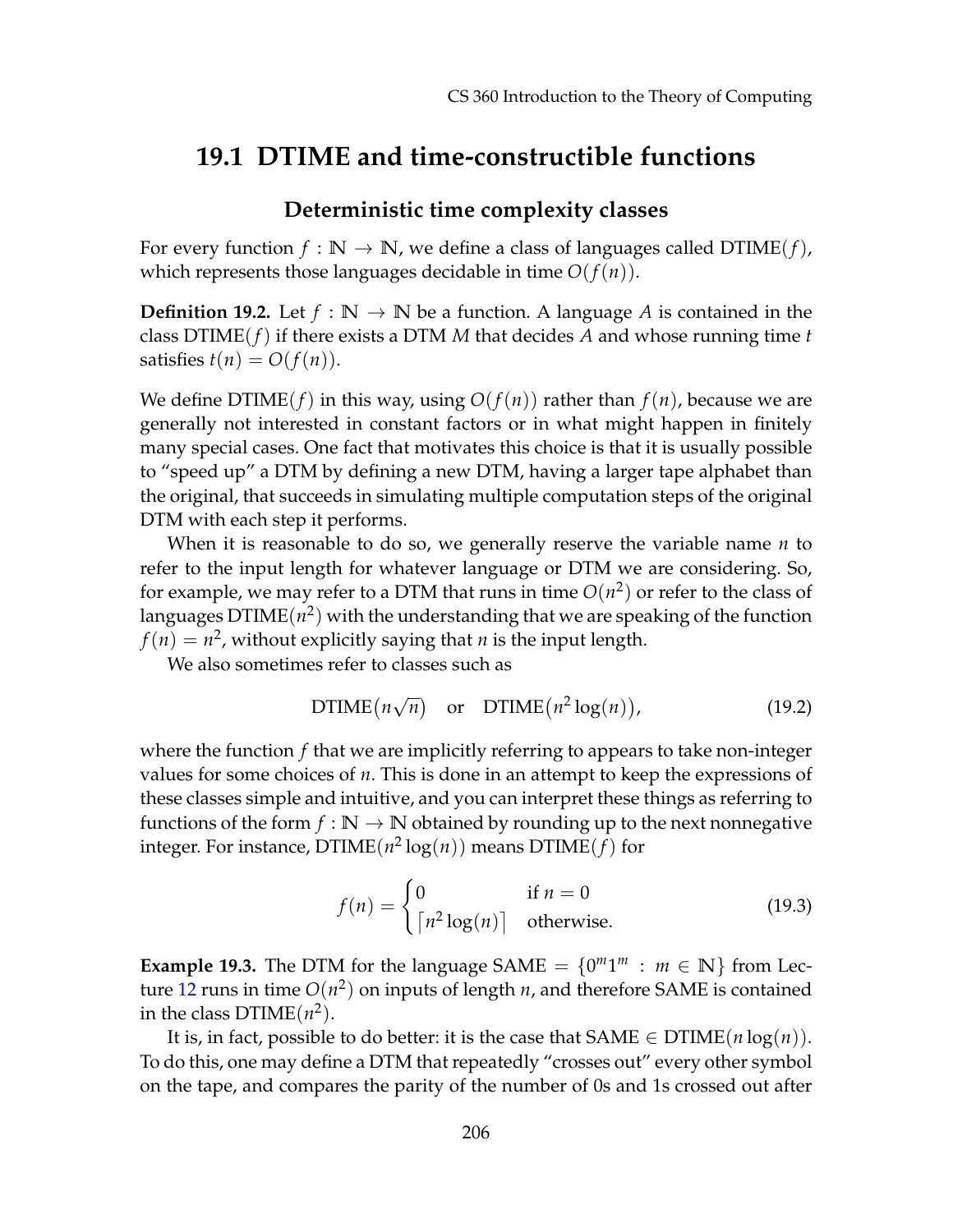## 19.1 DTIME and time-constructible functions

### Deterministic time complexity classes

For every function $f : \mathbb{N} \rightarrow \mathbb{N}$, we define a class of languages called $\text{DTIME}(f)$, which represents those languages decidable in time $O(f(n))$.

**Definition 19.2.** Let $f : \mathbb{N} \rightarrow \mathbb{N}$ be a function. A language $A$ is contained in the class $\text{DTIME}(f)$ if there exists a DTM $M$ that decides $A$ and whose running time $t$ satisfies $t(n) = O(f(n))$.

We define $\text{DTIME}(f)$ in this way, using $O(f(n))$ rather than $f(n)$, because we are generally not interested in constant factors or in what might happen in finitely many special cases. One fact that motivates this choice is that it is usually possible to "speed up" a DTM by defining a new DTM, having a larger tape alphabet than the original, that succeeds in simulating multiple computation steps of the original DTM with each step it performs.

When it is reasonable to do so, we generally reserve the variable name $n$ to refer to the input length for whatever language or DTM we are considering. So, for example, we may refer to a DTM that runs in time $O(n^2)$ or refer to the class of languages $\text{DTIME}(n^2)$ with the understanding that we are speaking of the function $f(n) = n^2$, without explicitly saying that $n$ is the input length.

We also sometimes refer to classes such as

$$\text{DTIME}\big(n\sqrt{n}\big) \quad \text{or} \quad \text{DTIME}\big(n^2 \log(n)\big), \tag{19.2}$$

where the function $f$ that we are implicitly referring to appears to take non-integer values for some choices of $n$. This is done in an attempt to keep the expressions of these classes simple and intuitive, and you can interpret these things as referring to functions of the form $f : \mathbb{N} \rightarrow \mathbb{N}$ obtained by rounding up to the next nonnegative integer. For instance, $\text{DTIME}(n^2 \log(n))$ means $\text{DTIME}(f)$ for

$$f(n) = \begin{cases} 0 & \text{if } n = 0 \\ \lceil n^2 \log(n) \rceil & \text{otherwise.} \end{cases} \tag{19.3}$$

**Example 19.3.** The DTM for the language $\text{SAME} = \{0^m 1^m : m \in \mathbb{N}\}$ from Lecture 12 runs in time $O(n^2)$ on inputs of length $n$, and therefore SAME is contained in the class $\text{DTIME}(n^2)$.

It is, in fact, possible to do better: it is the case that $\text{SAME} \in \text{DTIME}(n \log(n))$. To do this, one may define a DTM that repeatedly "crosses out" every other symbol on the tape, and compares the parity of the number of 0s and 1s crossed out after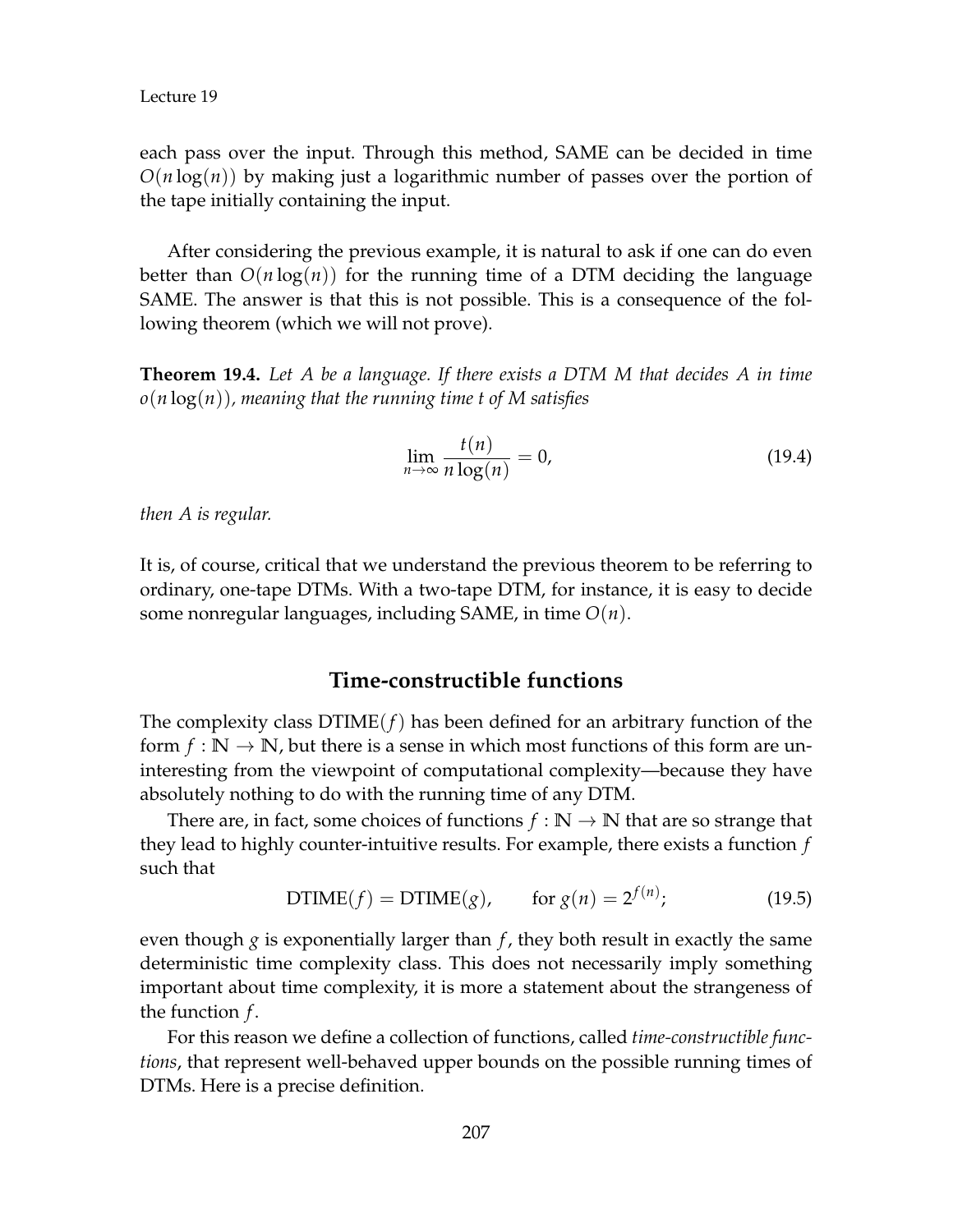each pass over the input. Through this method, SAME can be decided in time $O(n \log(n))$ by making just a logarithmic number of passes over the portion of the tape initially containing the input.

After considering the previous example, it is natural to ask if one can do even better than $O(n \log(n))$ for the running time of a DTM deciding the language SAME. The answer is that this is not possible. This is a consequence of the following theorem (which we will not prove).

**Theorem 19.4.** *Let $A$ be a language. If there exists a DTM $M$ that decides $A$ in time $o(n \log(n))$, meaning that the running time $t$ of $M$ satisfies*

$$\lim_{n \to \infty} \frac{t(n)}{n \log(n)} = 0, \tag{19.4}$$

*then $A$ is regular.*

It is, of course, critical that we understand the previous theorem to be referring to ordinary, one-tape DTMs. With a two-tape DTM, for instance, it is easy to decide some nonregular languages, including SAME, in time $O(n)$.

## Time-constructible functions

The complexity class $\mathrm{DTIME}(f)$ has been defined for an arbitrary function of the form $f : \mathbb{N} \to \mathbb{N}$, but there is a sense in which most functions of this form are uninteresting from the viewpoint of computational complexity—because they have absolutely nothing to do with the running time of any DTM.

There are, in fact, some choices of functions $f : \mathbb{N} \to \mathbb{N}$ that are so strange that they lead to highly counter-intuitive results. For example, there exists a function $f$ such that

$$\mathrm{DTIME}(f) = \mathrm{DTIME}(g), \qquad \text{for } g(n) = 2^{f(n)}; \tag{19.5}$$

even though $g$ is exponentially larger than $f$, they both result in exactly the same deterministic time complexity class. This does not necessarily imply something important about time complexity, it is more a statement about the strangeness of the function $f$.

For this reason we define a collection of functions, called *time-constructible functions*, that represent well-behaved upper bounds on the possible running times of DTMs. Here is a precise definition.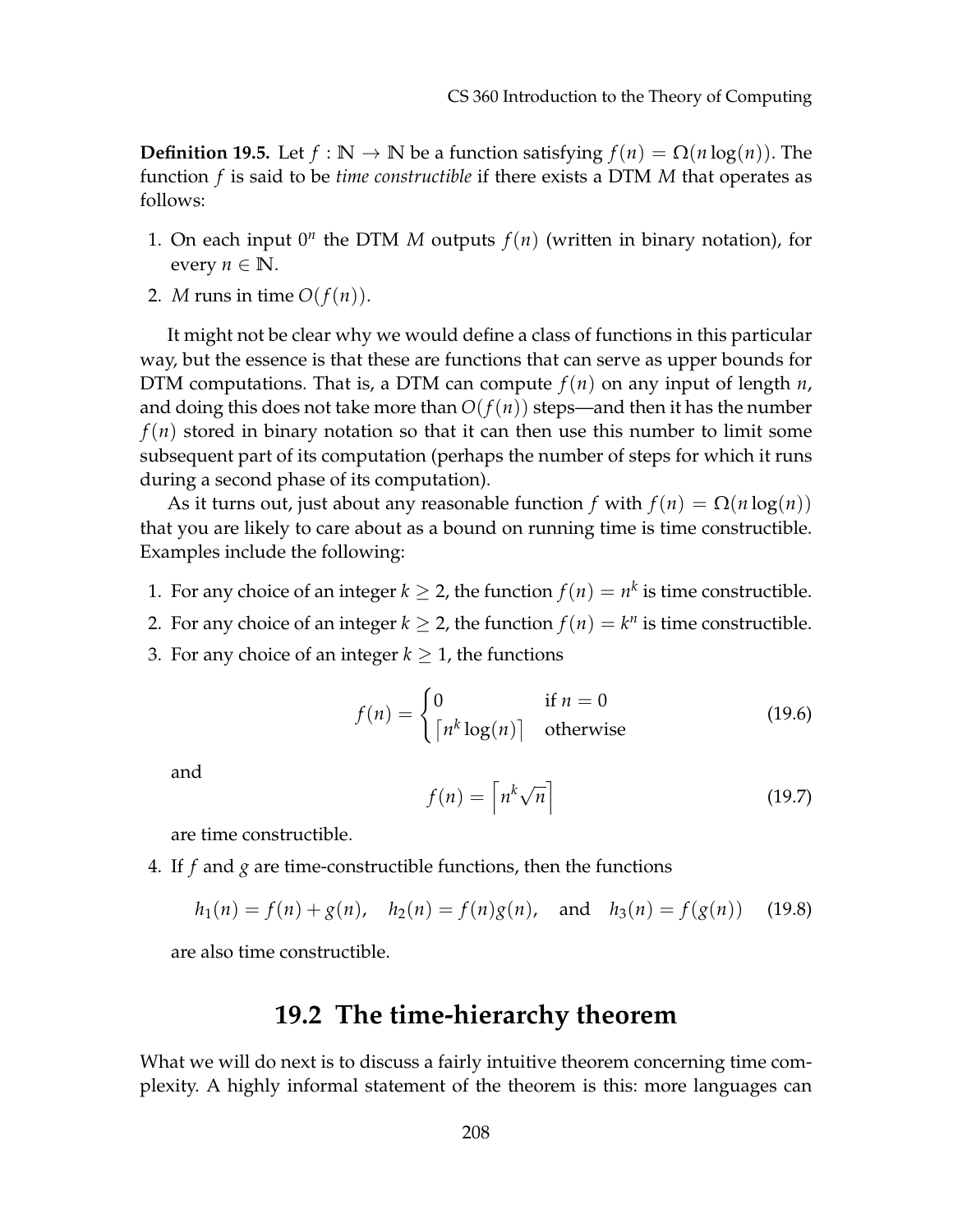**Definition 19.5.** Let $f : \mathbb{N} \rightarrow \mathbb{N}$ be a function satisfying $f(n) = \Omega(n \log(n))$. The function $f$ is said to be *time constructible* if there exists a DTM $M$ that operates as follows:

1. On each input $0^n$ the DTM $M$ outputs $f(n)$ (written in binary notation), for every $n \in \mathbb{N}$.
2. $M$ runs in time $O(f(n))$.

It might not be clear why we would define a class of functions in this particular way, but the essence is that these are functions that can serve as upper bounds for DTM computations. That is, a DTM can compute $f(n)$ on any input of length $n$, and doing this does not take more than $O(f(n))$ steps—and then it has the number $f(n)$ stored in binary notation so that it can then use this number to limit some subsequent part of its computation (perhaps the number of steps for which it runs during a second phase of its computation).

As it turns out, just about any reasonable function $f$ with $f(n) = \Omega(n \log(n))$ that you are likely to care about as a bound on running time is time constructible. Examples include the following:

1. For any choice of an integer $k \geq 2$, the function $f(n) = n^k$ is time constructible.
2. For any choice of an integer $k \geq 2$, the function $f(n) = k^n$ is time constructible.
3. For any choice of an integer $k \geq 1$, the functions

$$f(n) = \begin{cases} 0 & \text{if } n = 0 \\ \lceil n^k \log(n) \rceil & \text{otherwise} \end{cases} \tag{19.6}$$

   and

$$f(n) = \left\lceil n^k \sqrt{n} \right\rceil \tag{19.7}$$

   are time constructible.

4. If $f$ and $g$ are time-constructible functions, then the functions

$$h_1(n) = f(n) + g(n), \quad h_2(n) = f(n)g(n), \quad \text{and} \quad h_3(n) = f(g(n)) \tag{19.8}$$

   are also time constructible.

## 19.2 The time-hierarchy theorem

What we will do next is to discuss a fairly intuitive theorem concerning time complexity. A highly informal statement of the theorem is this: more languages can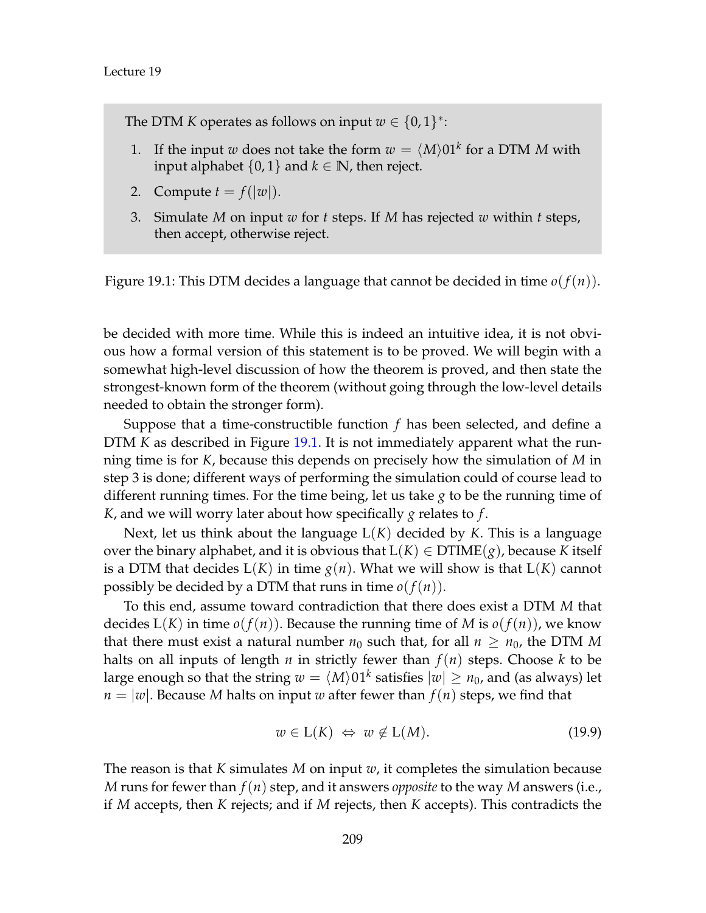> The DTM $K$ operates as follows on input $w \in \{0,1\}^*$:
>
> 1. If the input $w$ does not take the form $w = \langle M \rangle 01^k$ for a DTM $M$ with input alphabet $\{0,1\}$ and $k \in \mathbb{N}$, then reject.
> 2. Compute $t = f(|w|)$.
> 3. Simulate $M$ on input $w$ for $t$ steps. If $M$ has rejected $w$ within $t$ steps, then accept, otherwise reject.

Figure 19.1: This DTM decides a language that cannot be decided in time $o(f(n))$.

be decided with more time. While this is indeed an intuitive idea, it is not obvious how a formal version of this statement is to be proved. We will begin with a somewhat high-level discussion of how the theorem is proved, and then state the strongest-known form of the theorem (without going through the low-level details needed to obtain the stronger form).

Suppose that a time-constructible function $f$ has been selected, and define a DTM $K$ as described in Figure 19.1. It is not immediately apparent what the running time is for $K$, because this depends on precisely how the simulation of $M$ in step 3 is done; different ways of performing the simulation could of course lead to different running times. For the time being, let us take $g$ to be the running time of $K$, and we will worry later about how specifically $g$ relates to $f$.

Next, let us think about the language $\mathrm{L}(K)$ decided by $K$. This is a language over the binary alphabet, and it is obvious that $\mathrm{L}(K) \in \mathrm{DTIME}(g)$, because $K$ itself is a DTM that decides $\mathrm{L}(K)$ in time $g(n)$. What we will show is that $\mathrm{L}(K)$ cannot possibly be decided by a DTM that runs in time $o(f(n))$.

To this end, assume toward contradiction that there does exist a DTM $M$ that decides $\mathrm{L}(K)$ in time $o(f(n))$. Because the running time of $M$ is $o(f(n))$, we know that there must exist a natural number $n_0$ such that, for all $n \geq n_0$, the DTM $M$ halts on all inputs of length $n$ in strictly fewer than $f(n)$ steps. Choose $k$ to be large enough so that the string $w = \langle M \rangle 01^k$ satisfies $|w| \geq n_0$, and (as always) let $n = |w|$. Because $M$ halts on input $w$ after fewer than $f(n)$ steps, we find that

$$w \in \mathrm{L}(K) \;\Leftrightarrow\; w \notin \mathrm{L}(M). \tag{19.9}$$

The reason is that $K$ simulates $M$ on input $w$, it completes the simulation because $M$ runs for fewer than $f(n)$ step, and it answers *opposite* to the way $M$ answers (i.e., if $M$ accepts, then $K$ rejects; and if $M$ rejects, then $K$ accepts). This contradicts the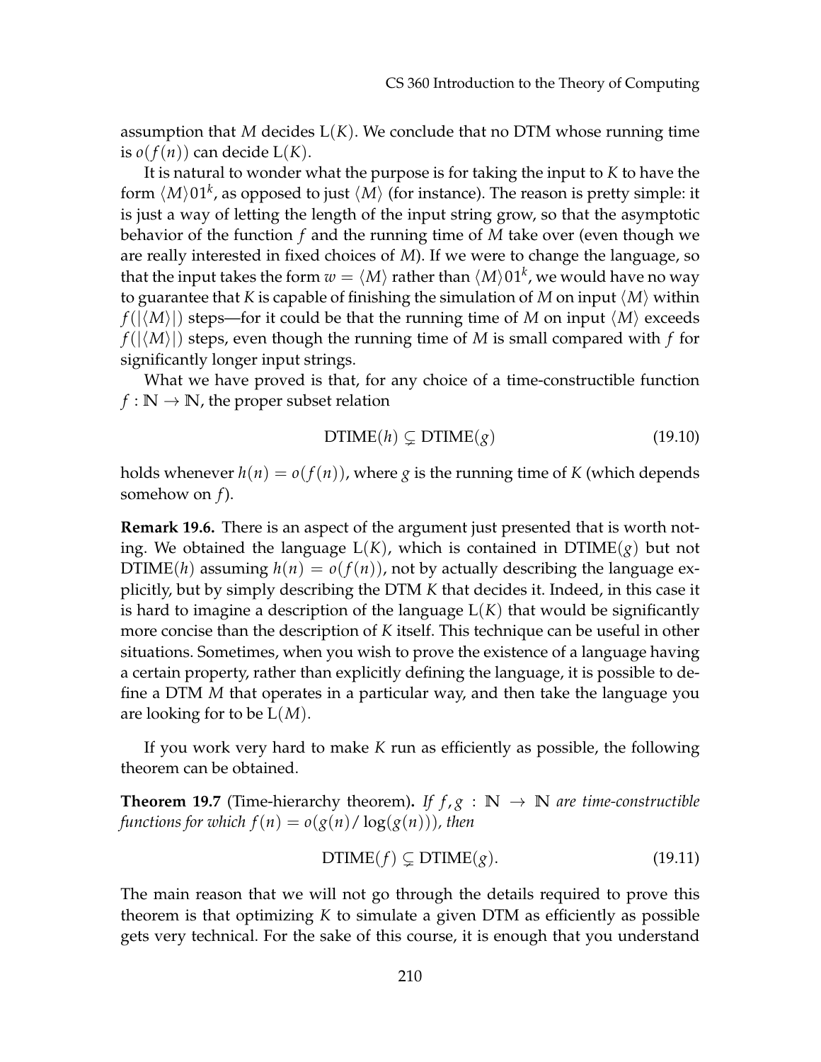assumption that $M$ decides $\mathrm{L}(K)$. We conclude that no DTM whose running time is $o(f(n))$ can decide $\mathrm{L}(K)$.

It is natural to wonder what the purpose is for taking the input to $K$ to have the form $\langle M \rangle 01^k$, as opposed to just $\langle M \rangle$ (for instance). The reason is pretty simple: it is just a way of letting the length of the input string grow, so that the asymptotic behavior of the function $f$ and the running time of $M$ take over (even though we are really interested in fixed choices of $M$). If we were to change the language, so that the input takes the form $w = \langle M \rangle$ rather than $\langle M \rangle 01^k$, we would have no way to guarantee that $K$ is capable of finishing the simulation of $M$ on input $\langle M \rangle$ within $f(|\langle M \rangle|)$ steps—for it could be that the running time of $M$ on input $\langle M \rangle$ exceeds $f(|\langle M \rangle|)$ steps, even though the running time of $M$ is small compared with $f$ for significantly longer input strings.

What we have proved is that, for any choice of a time-constructible function $f : \mathbb{N} \rightarrow \mathbb{N}$, the proper subset relation

$$\mathrm{DTIME}(h) \subsetneq \mathrm{DTIME}(g) \tag{19.10}$$

holds whenever $h(n) = o(f(n))$, where $g$ is the running time of $K$ (which depends somehow on $f$).

**Remark 19.6.** There is an aspect of the argument just presented that is worth noting. We obtained the language $\mathrm{L}(K)$, which is contained in $\mathrm{DTIME}(g)$ but not $\mathrm{DTIME}(h)$ assuming $h(n) = o(f(n))$, not by actually describing the language explicitly, but by simply describing the DTM $K$ that decides it. Indeed, in this case it is hard to imagine a description of the language $\mathrm{L}(K)$ that would be significantly more concise than the description of $K$ itself. This technique can be useful in other situations. Sometimes, when you wish to prove the existence of a language having a certain property, rather than explicitly defining the language, it is possible to define a DTM $M$ that operates in a particular way, and then take the language you are looking for to be $\mathrm{L}(M)$.

If you work very hard to make $K$ run as efficiently as possible, the following theorem can be obtained.

**Theorem 19.7** (Time-hierarchy theorem)**.** *If $f, g : \mathbb{N} \rightarrow \mathbb{N}$ are time-constructible functions for which $f(n) = o(g(n)/\log(g(n)))$, then*

$$\mathrm{DTIME}(f) \subsetneq \mathrm{DTIME}(g). \tag{19.11}$$

The main reason that we will not go through the details required to prove this theorem is that optimizing $K$ to simulate a given DTM as efficiently as possible gets very technical. For the sake of this course, it is enough that you understand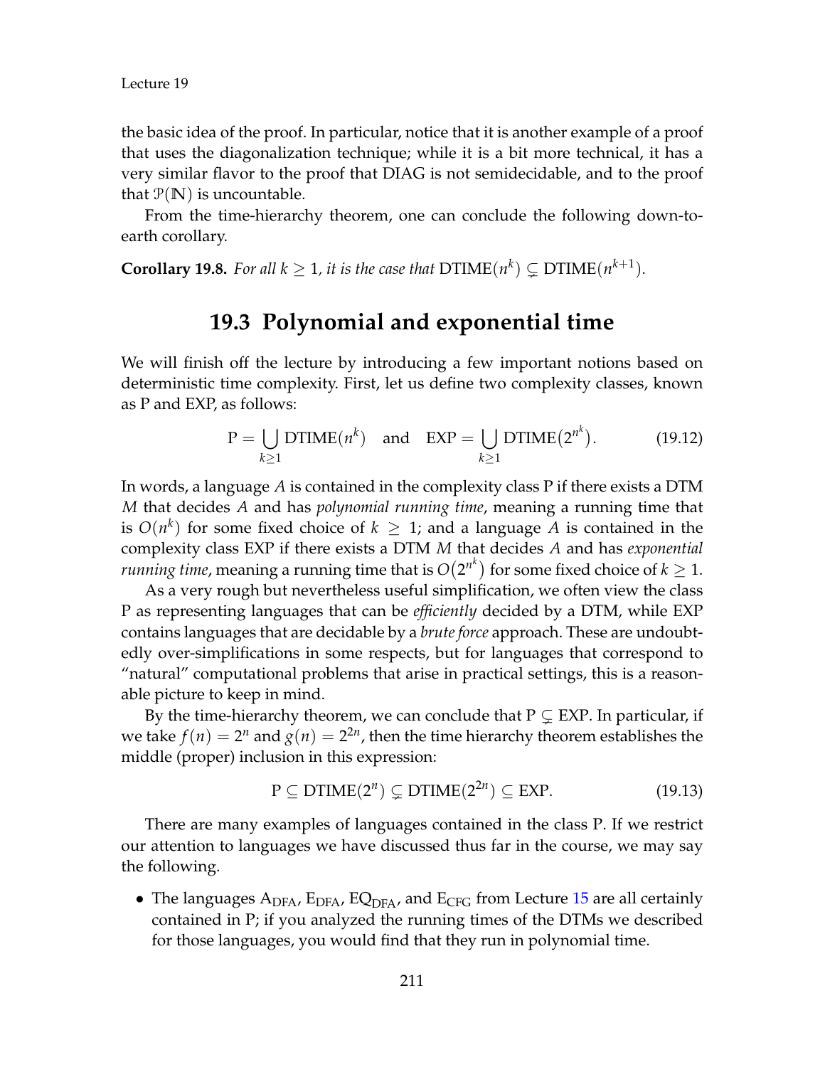the basic idea of the proof. In particular, notice that it is another example of a proof that uses the diagonalization technique; while it is a bit more technical, it has a very similar flavor to the proof that DIAG is not semidecidable, and to the proof that $\mathcal{P}(\mathbb{N})$ is uncountable.

From the time-hierarchy theorem, one can conclude the following down-to-earth corollary.

**Corollary 19.8.** *For all $k \geq 1$, it is the case that $\text{DTIME}(n^k) \subsetneq \text{DTIME}(n^{k+1})$.*

## 19.3 Polynomial and exponential time

We will finish off the lecture by introducing a few important notions based on deterministic time complexity. First, let us define two complexity classes, known as P and EXP, as follows:

$$\text{P} = \bigcup_{k \geq 1} \text{DTIME}(n^k) \quad \text{and} \quad \text{EXP} = \bigcup_{k \geq 1} \text{DTIME}\big(2^{n^k}\big). \tag{19.12}$$

In words, a language $A$ is contained in the complexity class P if there exists a DTM $M$ that decides $A$ and has *polynomial running time*, meaning a running time that is $O(n^k)$ for some fixed choice of $k \geq 1$; and a language $A$ is contained in the complexity class EXP if there exists a DTM $M$ that decides $A$ and has *exponential running time*, meaning a running time that is $O\big(2^{n^k}\big)$ for some fixed choice of $k \geq 1$.

As a very rough but nevertheless useful simplification, we often view the class P as representing languages that can be *efficiently* decided by a DTM, while EXP contains languages that are decidable by a *brute force* approach. These are undoubtedly over-simplifications in some respects, but for languages that correspond to "natural" computational problems that arise in practical settings, this is a reasonable picture to keep in mind.

By the time-hierarchy theorem, we can conclude that $\text{P} \subsetneq \text{EXP}$. In particular, if we take $f(n) = 2^n$ and $g(n) = 2^{2n}$, then the time hierarchy theorem establishes the middle (proper) inclusion in this expression:

$$\text{P} \subseteq \text{DTIME}(2^n) \subsetneq \text{DTIME}(2^{2n}) \subseteq \text{EXP}. \tag{19.13}$$

There are many examples of languages contained in the class P. If we restrict our attention to languages we have discussed thus far in the course, we may say the following.

- The languages $\text{A}_{\text{DFA}}$, $\text{E}_{\text{DFA}}$, $\text{EQ}_{\text{DFA}}$, and $\text{E}_{\text{CFG}}$ from Lecture 15 are all certainly contained in P; if you analyzed the running times of the DTMs we described for those languages, you would find that they run in polynomial time.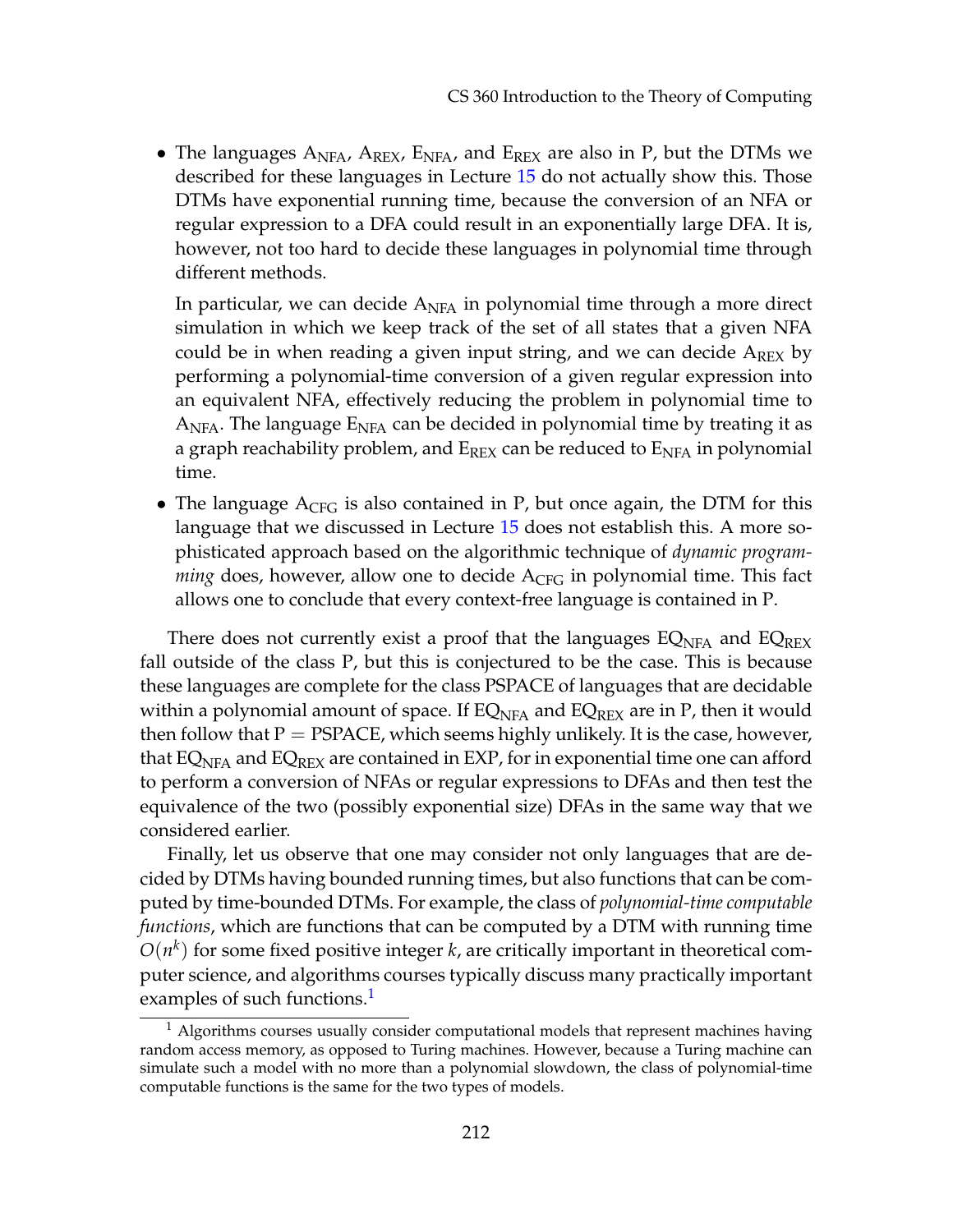- The languages $A_{NFA}$, $A_{REX}$, $E_{NFA}$, and $E_{REX}$ are also in P, but the DTMs we described for these languages in Lecture 15 do not actually show this. Those DTMs have exponential running time, because the conversion of an NFA or regular expression to a DFA could result in an exponentially large DFA. It is, however, not too hard to decide these languages in polynomial time through different methods.

  In particular, we can decide $A_{NFA}$ in polynomial time through a more direct simulation in which we keep track of the set of all states that a given NFA could be in when reading a given input string, and we can decide $A_{REX}$ by performing a polynomial-time conversion of a given regular expression into an equivalent NFA, effectively reducing the problem in polynomial time to $A_{NFA}$. The language $E_{NFA}$ can be decided in polynomial time by treating it as a graph reachability problem, and $E_{REX}$ can be reduced to $E_{NFA}$ in polynomial time.

- The language $A_{CFG}$ is also contained in P, but once again, the DTM for this language that we discussed in Lecture 15 does not establish this. A more sophisticated approach based on the algorithmic technique of *dynamic programming* does, however, allow one to decide $A_{CFG}$ in polynomial time. This fact allows one to conclude that every context-free language is contained in P.

There does not currently exist a proof that the languages $EQ_{NFA}$ and $EQ_{REX}$ fall outside of the class P, but this is conjectured to be the case. This is because these languages are complete for the class PSPACE of languages that are decidable within a polynomial amount of space. If $EQ_{NFA}$ and $EQ_{REX}$ are in P, then it would then follow that P = PSPACE, which seems highly unlikely. It is the case, however, that $EQ_{NFA}$ and $EQ_{REX}$ are contained in EXP, for in exponential time one can afford to perform a conversion of NFAs or regular expressions to DFAs and then test the equivalence of the two (possibly exponential size) DFAs in the same way that we considered earlier.

Finally, let us observe that one may consider not only languages that are decided by DTMs having bounded running times, but also functions that can be computed by time-bounded DTMs. For example, the class of *polynomial-time computable functions*, which are functions that can be computed by a DTM with running time $O(n^k)$ for some fixed positive integer $k$, are critically important in theoretical computer science, and algorithms courses typically discuss many practically important examples of such functions.[1]

[1] Algorithms courses usually consider computational models that represent machines having random access memory, as opposed to Turing machines. However, because a Turing machine can simulate such a model with no more than a polynomial slowdown, the class of polynomial-time computable functions is the same for the two types of models.